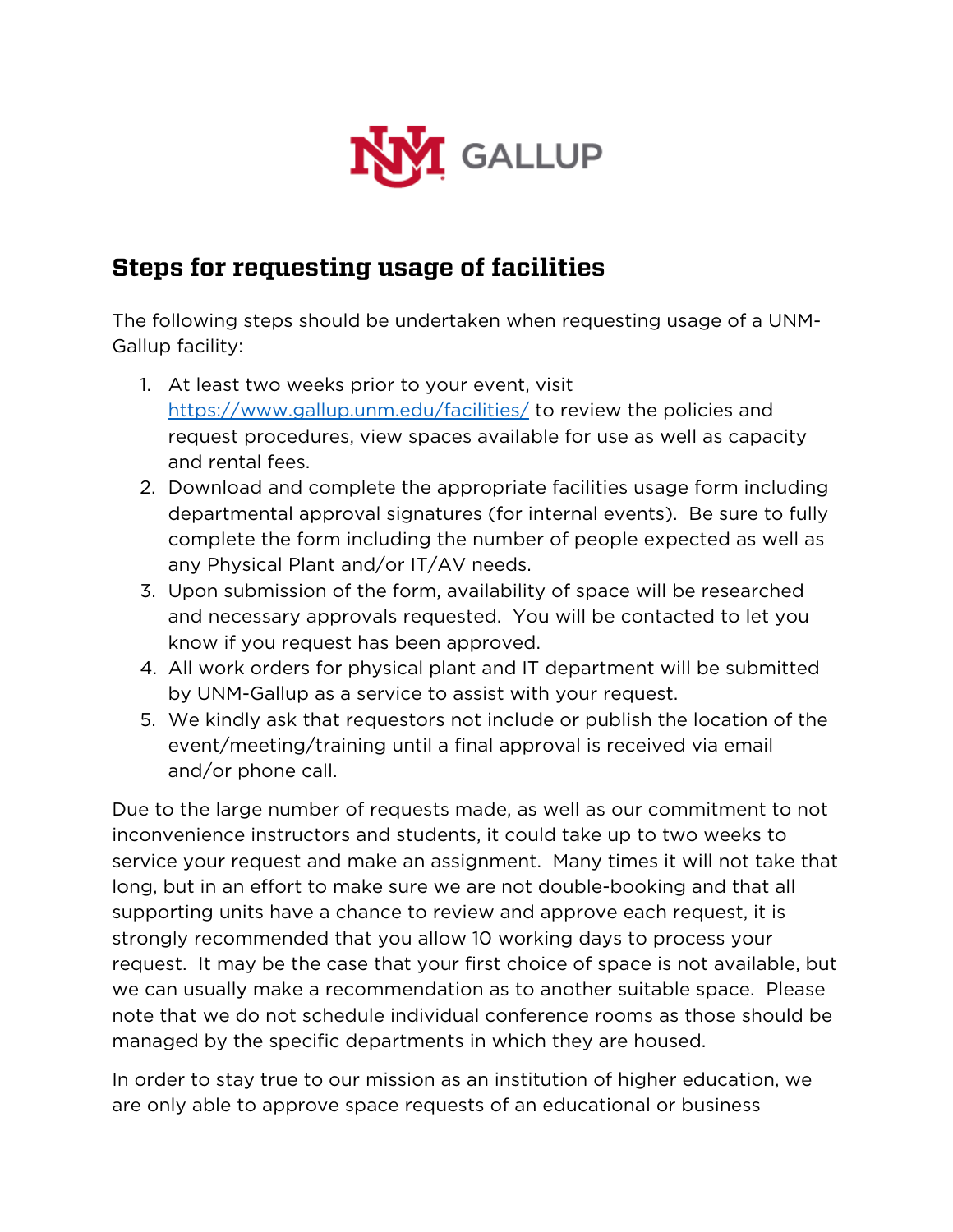UNM GALLUP

## Steps for requesting usage of facilities

The following steps should be undertaken when requesting usage of a UNM-Gallup facility:

1. At least two weeks prior to your event, visit [https://www.gallup.unm.edu/facilities/](https://www.gallup.unm.edu/facilities/) to review the policies and request procedures, view spaces available for use as well as capacity and rental fees.
2. Download and complete the appropriate facilities usage form including departmental approval signatures (for internal events). Be sure to fully complete the form including the number of people expected as well as any Physical Plant and/or IT/AV needs.
3. Upon submission of the form, availability of space will be researched and necessary approvals requested. You will be contacted to let you know if you request has been approved.
4. All work orders for physical plant and IT department will be submitted by UNM-Gallup as a service to assist with your request.
5. We kindly ask that requestors not include or publish the location of the event/meeting/training until a final approval is received via email and/or phone call.

Due to the large number of requests made, as well as our commitment to not inconvenience instructors and students, it could take up to two weeks to service your request and make an assignment. Many times it will not take that long, but in an effort to make sure we are not double-booking and that all supporting units have a chance to review and approve each request, it is strongly recommended that you allow 10 working days to process your request. It may be the case that your first choice of space is not available, but we can usually make a recommendation as to another suitable space. Please note that we do not schedule individual conference rooms as those should be managed by the specific departments in which they are housed.

In order to stay true to our mission as an institution of higher education, we are only able to approve space requests of an educational or business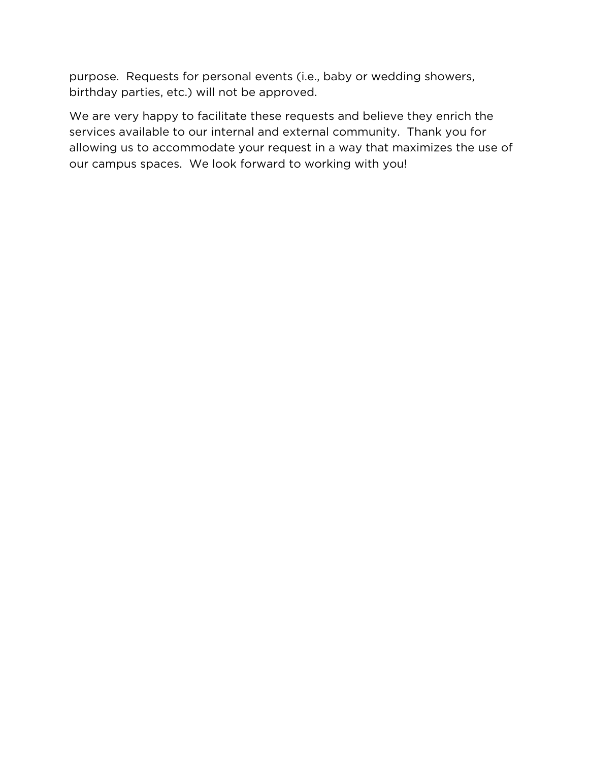purpose.  Requests for personal events (i.e., baby or wedding showers, birthday parties, etc.) will not be approved.

We are very happy to facilitate these requests and believe they enrich the services available to our internal and external community.  Thank you for allowing us to accommodate your request in a way that maximizes the use of our campus spaces.  We look forward to working with you!